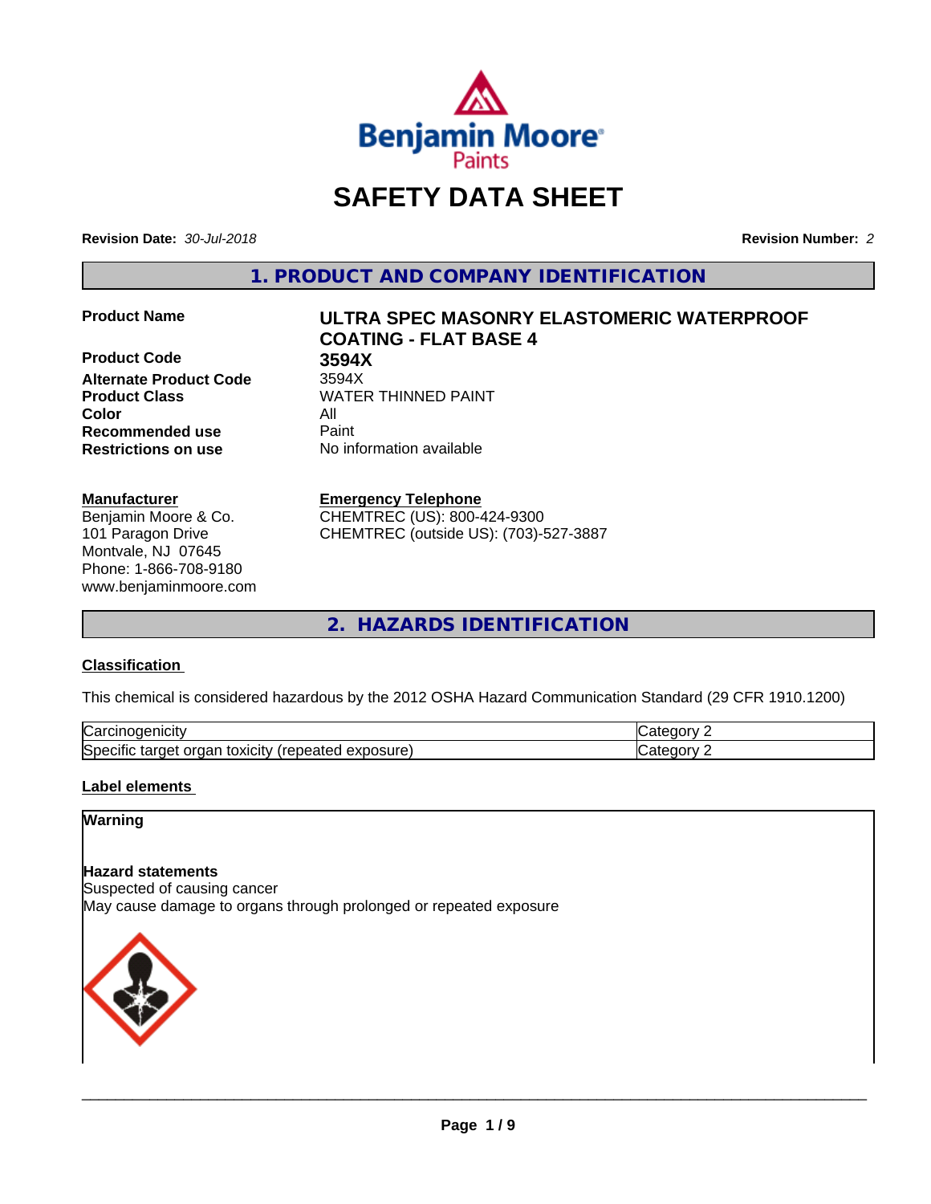# SAFETY DATA SHEET

**Revision Date:** *30-Jul-2018*

**Revision Number:** *2*

## 1. PRODUCT AND COMPANY IDENTIFICATION

| | |
|---|---|
| **Product Name** | **ULTRA SPEC MASONRY ELASTOMERIC WATERPROOF COATING - FLAT BASE 4** |
| **Product Code** | **3594X** |
| **Alternate Product Code** | 3594X |
| **Product Class** | WATER THINNED PAINT |
| **Color** | All |
| **Recommended use** | Paint |
| **Restrictions on use** | No information available |

**Manufacturer**

Benjamin Moore & Co.
101 Paragon Drive
Montvale, NJ 07645
Phone: 1-866-708-9180
www.benjaminmoore.com

**Emergency Telephone**

CHEMTREC (US): 800-424-9300
CHEMTREC (outside US): (703)-527-3887

## 2. HAZARDS IDENTIFICATION

### Classification

This chemical is considered hazardous by the 2012 OSHA Hazard Communication Standard (29 CFR 1910.1200)

| | |
|---|---|
| Carcinogenicity | Category 2 |
| Specific target organ toxicity (repeated exposure) | Category 2 |

### Label elements

**Warning**

**Hazard statements**

Suspected of causing cancer

May cause damage to organs through prolonged or repeated exposure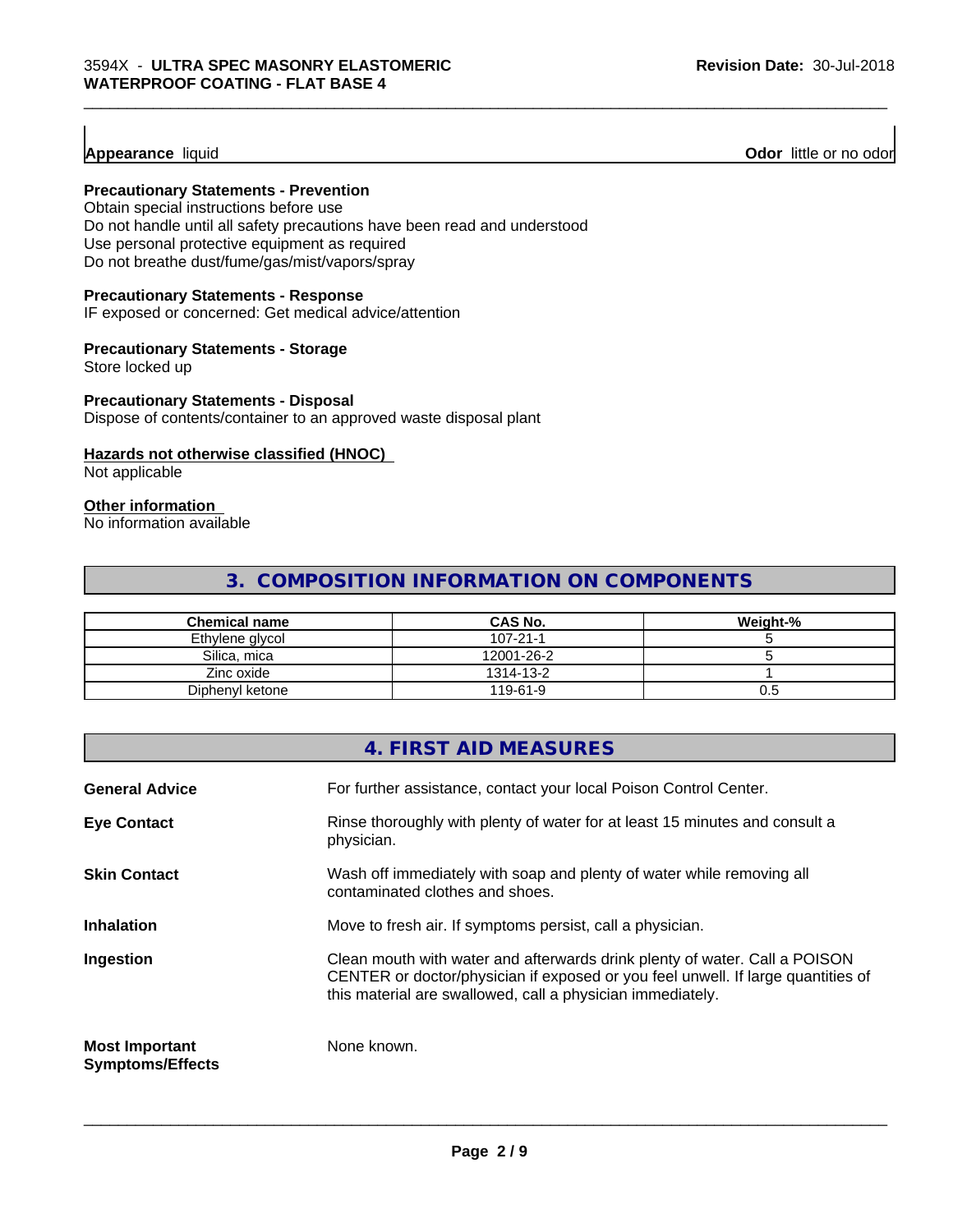**Appearance** liquid **Odor** little or no odor

**Precautionary Statements - Prevention**
Obtain special instructions before use
Do not handle until all safety precautions have been read and understood
Use personal protective equipment as required
Do not breathe dust/fume/gas/mist/vapors/spray

**Precautionary Statements - Response**
IF exposed or concerned: Get medical advice/attention

**Precautionary Statements - Storage**
Store locked up

**Precautionary Statements - Disposal**
Dispose of contents/container to an approved waste disposal plant

**Hazards not otherwise classified (HNOC)**
Not applicable

**Other information**
No information available

## 3. COMPOSITION INFORMATION ON COMPONENTS

| Chemical name | CAS No. | Weight-% |
|---|---|---|
| Ethylene glycol | 107-21-1 | 5 |
| Silica, mica | 12001-26-2 | 5 |
| Zinc oxide | 1314-13-2 | 1 |
| Diphenyl ketone | 119-61-9 | 0.5 |

## 4. FIRST AID MEASURES

**General Advice** For further assistance, contact your local Poison Control Center.

**Eye Contact** Rinse thoroughly with plenty of water for at least 15 minutes and consult a physician.

**Skin Contact** Wash off immediately with soap and plenty of water while removing all contaminated clothes and shoes.

**Inhalation** Move to fresh air. If symptoms persist, call a physician.

**Ingestion** Clean mouth with water and afterwards drink plenty of water. Call a POISON CENTER or doctor/physician if exposed or you feel unwell. If large quantities of this material are swallowed, call a physician immediately.

**Most Important Symptoms/Effects** None known.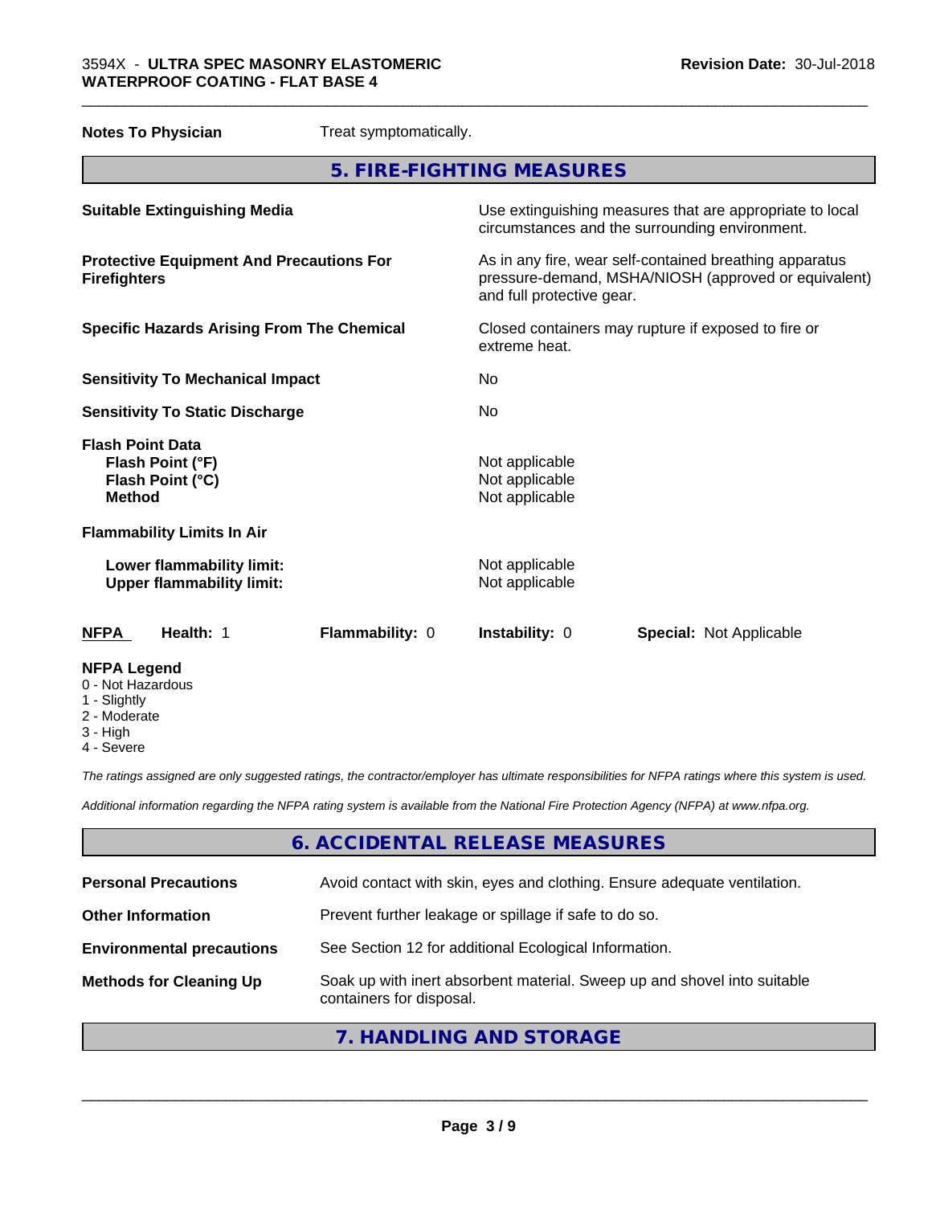**Notes To Physician** Treat symptomatically.

## 5. FIRE-FIGHTING MEASURES

**Suitable Extinguishing Media** Use extinguishing measures that are appropriate to local circumstances and the surrounding environment.

**Protective Equipment And Precautions For Firefighters** As in any fire, wear self-contained breathing apparatus pressure-demand, MSHA/NIOSH (approved or equivalent) and full protective gear.

**Specific Hazards Arising From The Chemical** Closed containers may rupture if exposed to fire or extreme heat.

**Sensitivity To Mechanical Impact** No

**Sensitivity To Static Discharge** No

**Flash Point Data**
**Flash Point (°F)** Not applicable
**Flash Point (°C)** Not applicable
**Method** Not applicable

**Flammability Limits In Air**

**Lower flammability limit:** Not applicable
**Upper flammability limit:** Not applicable

| NFPA | Health: 1 | Flammability: 0 | Instability: 0 | Special: Not Applicable |
|---|---|---|---|---|

**NFPA Legend**
0 - Not Hazardous
1 - Slightly
2 - Moderate
3 - High
4 - Severe

*The ratings assigned are only suggested ratings, the contractor/employer has ultimate responsibilities for NFPA ratings where this system is used.*

*Additional information regarding the NFPA rating system is available from the National Fire Protection Agency (NFPA) at www.nfpa.org.*

## 6. ACCIDENTAL RELEASE MEASURES

**Personal Precautions** Avoid contact with skin, eyes and clothing. Ensure adequate ventilation.

**Other Information** Prevent further leakage or spillage if safe to do so.

**Environmental precautions** See Section 12 for additional Ecological Information.

**Methods for Cleaning Up** Soak up with inert absorbent material. Sweep up and shovel into suitable containers for disposal.

## 7. HANDLING AND STORAGE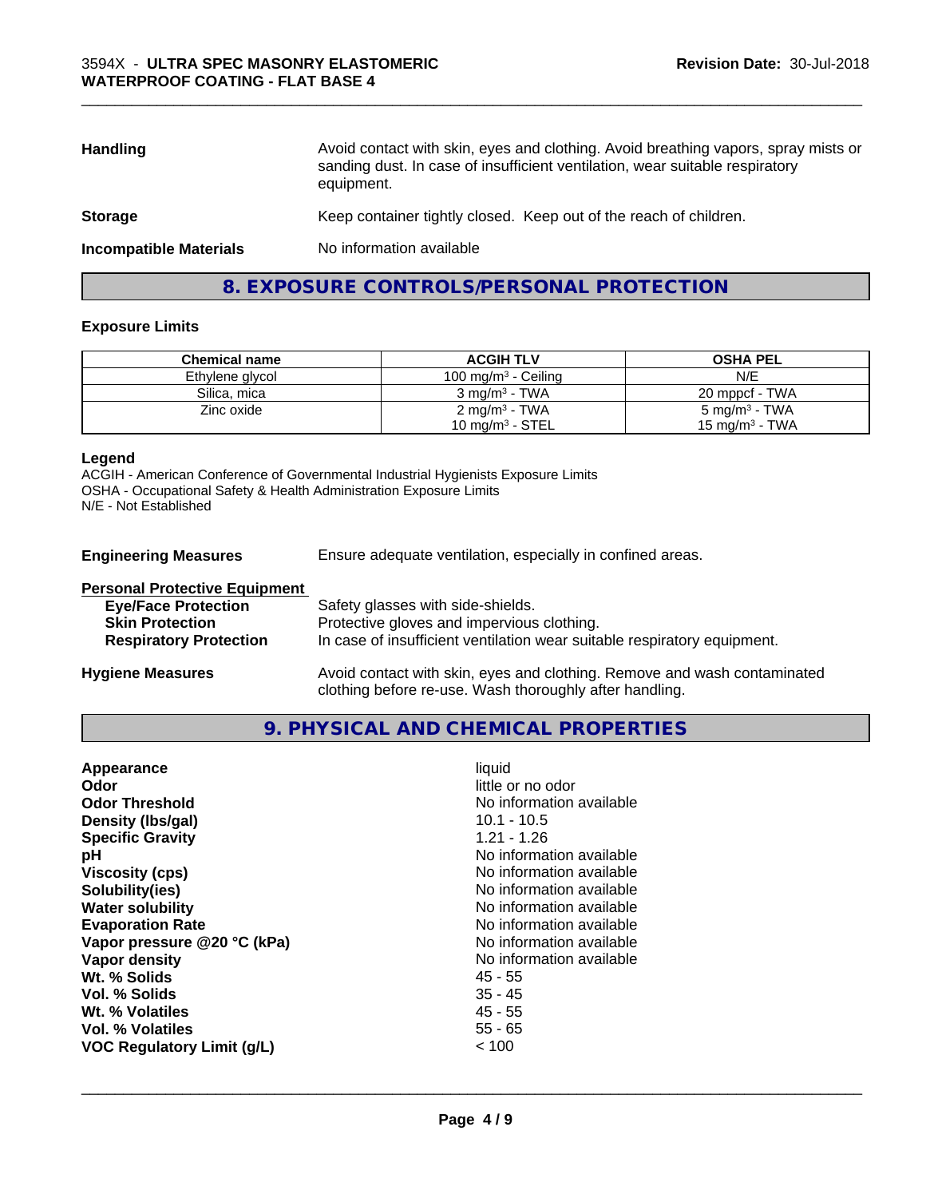| | |
|---|---|
| **Handling** | Avoid contact with skin, eyes and clothing. Avoid breathing vapors, spray mists or sanding dust. In case of insufficient ventilation, wear suitable respiratory equipment. |
| **Storage** | Keep container tightly closed. Keep out of the reach of children. |
| **Incompatible Materials** | No information available |

## 8. EXPOSURE CONTROLS/PERSONAL PROTECTION

### Exposure Limits

| Chemical name | ACGIH TLV | OSHA PEL |
|---|---|---|
| Ethylene glycol | 100 mg/m³ - Ceiling | N/E |
| Silica, mica | 3 mg/m³ - TWA | 20 mppcf - TWA |
| Zinc oxide | 2 mg/m³ - TWA<br>10 mg/m³ - STEL | 5 mg/m³ - TWA<br>15 mg/m³ - TWA |

**Legend**
ACGIH - American Conference of Governmental Industrial Hygienists Exposure Limits
OSHA - Occupational Safety & Health Administration Exposure Limits
N/E - Not Established

**Engineering Measures** Ensure adequate ventilation, especially in confined areas.

**Personal Protective Equipment**

| | |
|---|---|
| **Eye/Face Protection** | Safety glasses with side-shields. |
| **Skin Protection** | Protective gloves and impervious clothing. |
| **Respiratory Protection** | In case of insufficient ventilation wear suitable respiratory equipment. |

**Hygiene Measures** Avoid contact with skin, eyes and clothing. Remove and wash contaminated clothing before re-use. Wash thoroughly after handling.

## 9. PHYSICAL AND CHEMICAL PROPERTIES

| | |
|---|---|
| **Appearance** | liquid |
| **Odor** | little or no odor |
| **Odor Threshold** | No information available |
| **Density (lbs/gal)** | 10.1 - 10.5 |
| **Specific Gravity** | 1.21 - 1.26 |
| **pH** | No information available |
| **Viscosity (cps)** | No information available |
| **Solubility(ies)** | No information available |
| **Water solubility** | No information available |
| **Evaporation Rate** | No information available |
| **Vapor pressure @20 °C (kPa)** | No information available |
| **Vapor density** | No information available |
| **Wt. % Solids** | 45 - 55 |
| **Vol. % Solids** | 35 - 45 |
| **Wt. % Volatiles** | 45 - 55 |
| **Vol. % Volatiles** | 55 - 65 |
| **VOC Regulatory Limit (g/L)** | < 100 |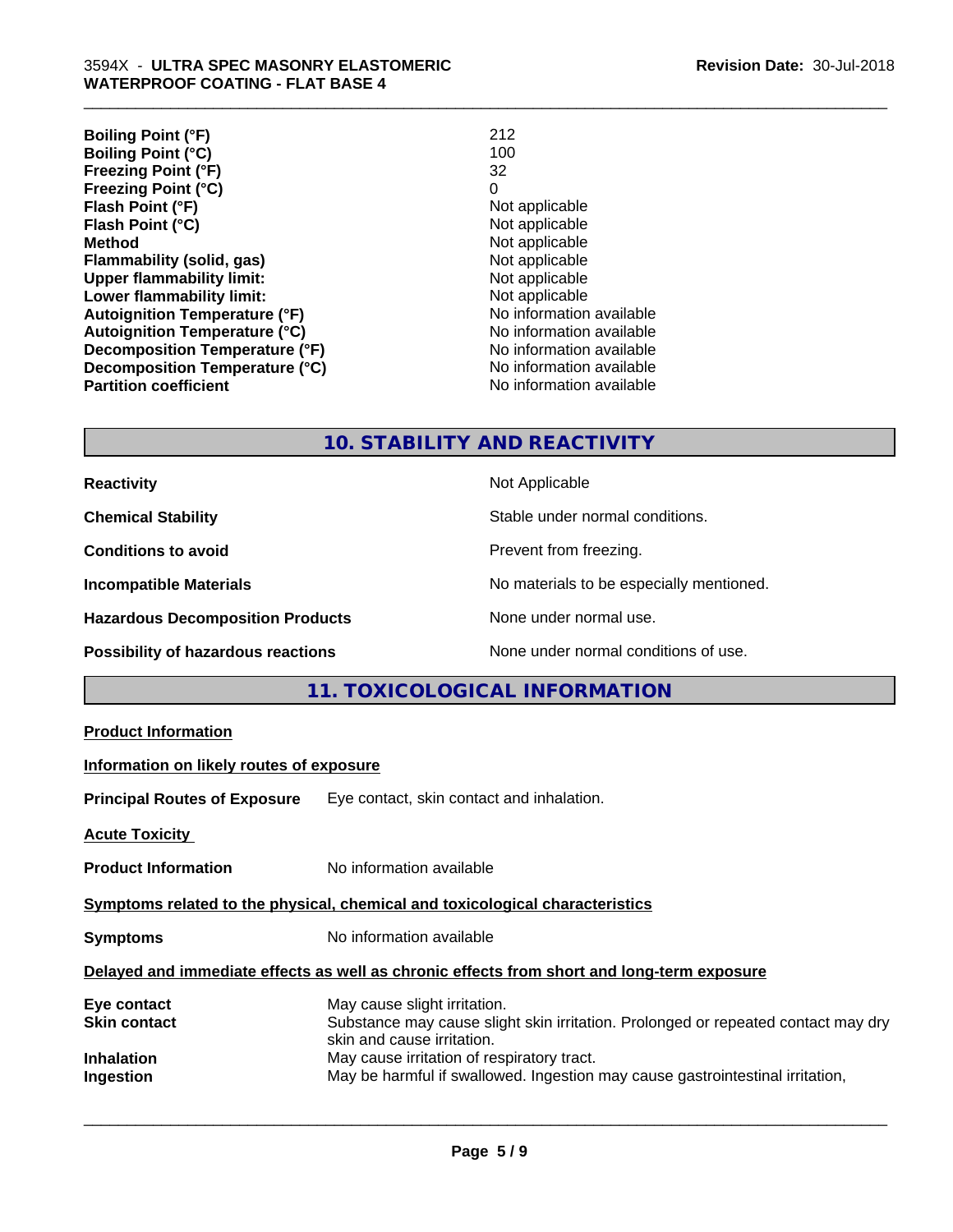| | |
|---|---|
| **Boiling Point (°F)** | 212 |
| **Boiling Point (°C)** | 100 |
| **Freezing Point (°F)** | 32 |
| **Freezing Point (°C)** | 0 |
| **Flash Point (°F)** | Not applicable |
| **Flash Point (°C)** | Not applicable |
| **Method** | Not applicable |
| **Flammability (solid, gas)** | Not applicable |
| **Upper flammability limit:** | Not applicable |
| **Lower flammability limit:** | Not applicable |
| **Autoignition Temperature (°F)** | No information available |
| **Autoignition Temperature (°C)** | No information available |
| **Decomposition Temperature (°F)** | No information available |
| **Decomposition Temperature (°C)** | No information available |
| **Partition coefficient** | No information available |

## 10. STABILITY AND REACTIVITY

| | |
|---|---|
| **Reactivity** | Not Applicable |
| **Chemical Stability** | Stable under normal conditions. |
| **Conditions to avoid** | Prevent from freezing. |
| **Incompatible Materials** | No materials to be especially mentioned. |
| **Hazardous Decomposition Products** | None under normal use. |
| **Possibility of hazardous reactions** | None under normal conditions of use. |

## 11. TOXICOLOGICAL INFORMATION

**Product Information**

**Information on likely routes of exposure**

**Principal Routes of Exposure** Eye contact, skin contact and inhalation.

**Acute Toxicity**

**Product Information** No information available

**Symptoms related to the physical, chemical and toxicological characteristics**

**Symptoms** No information available

**Delayed and immediate effects as well as chronic effects from short and long-term exposure**

| | |
|---|---|
| **Eye contact** | May cause slight irritation. |
| **Skin contact** | Substance may cause slight skin irritation. Prolonged or repeated contact may dry skin and cause irritation. |
| **Inhalation** | May cause irritation of respiratory tract. |
| **Ingestion** | May be harmful if swallowed. Ingestion may cause gastrointestinal irritation, |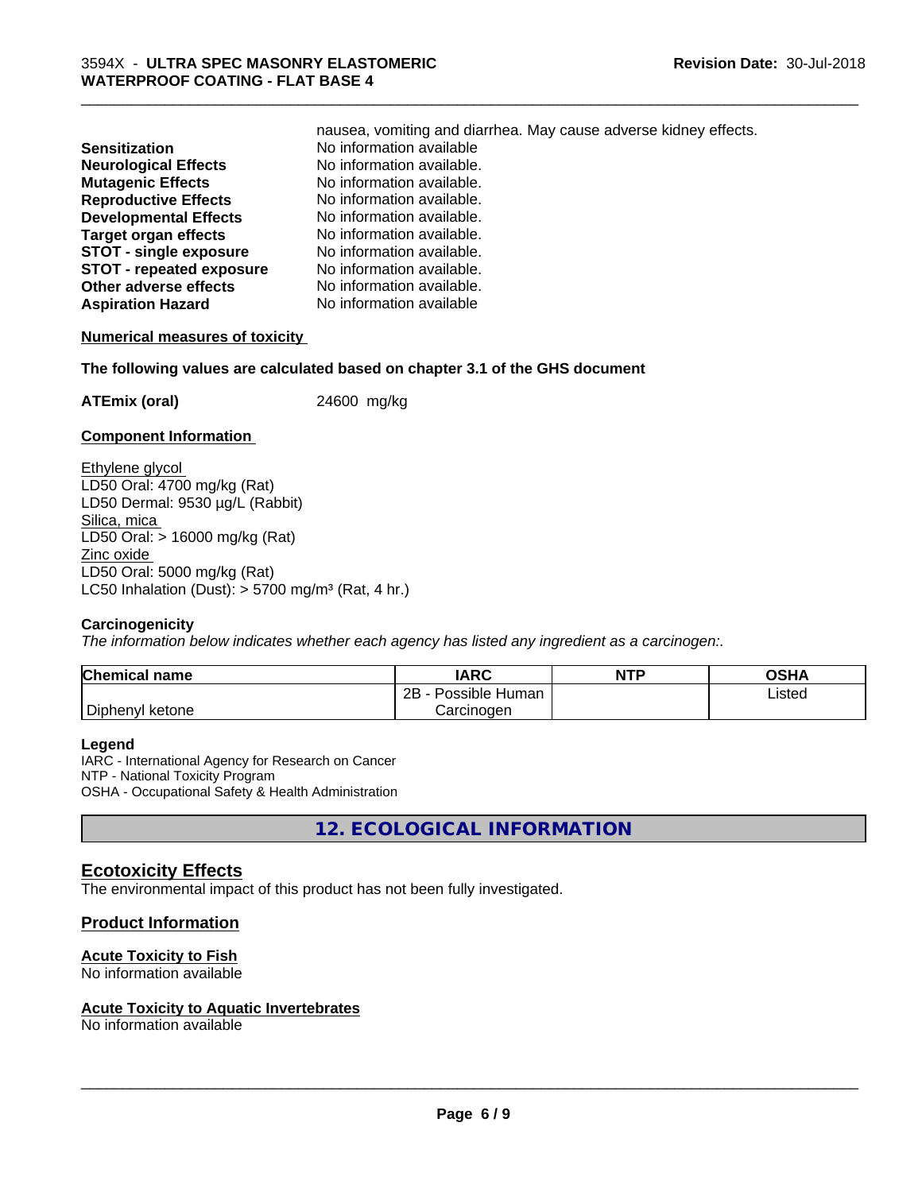nausea, vomiting and diarrhea. May cause adverse kidney effects.

| | |
|---|---|
| **Sensitization** | No information available |
| **Neurological Effects** | No information available. |
| **Mutagenic Effects** | No information available. |
| **Reproductive Effects** | No information available. |
| **Developmental Effects** | No information available. |
| **Target organ effects** | No information available. |
| **STOT - single exposure** | No information available. |
| **STOT - repeated exposure** | No information available. |
| **Other adverse effects** | No information available. |
| **Aspiration Hazard** | No information available |

**Numerical measures of toxicity**

**The following values are calculated based on chapter 3.1 of the GHS document**

**ATEmix (oral)** 24600 mg/kg

**Component Information**

Ethylene glycol
LD50 Oral: 4700 mg/kg (Rat)
LD50 Dermal: 9530 µg/L (Rabbit)
Silica, mica
LD50 Oral: > 16000 mg/kg (Rat)
Zinc oxide
LD50 Oral: 5000 mg/kg (Rat)
LC50 Inhalation (Dust): > 5700 mg/m³ (Rat, 4 hr.)

**Carcinogenicity**

*The information below indicates whether each agency has listed any ingredient as a carcinogen:.*

| Chemical name | IARC | NTP | OSHA |
|---|---|---|---|
| Diphenyl ketone | 2B - Possible Human Carcinogen | | Listed |

**Legend**
IARC - International Agency for Research on Cancer
NTP - National Toxicity Program
OSHA - Occupational Safety & Health Administration

## 12. ECOLOGICAL INFORMATION

### Ecotoxicity Effects

The environmental impact of this product has not been fully investigated.

### Product Information

**Acute Toxicity to Fish**
No information available

**Acute Toxicity to Aquatic Invertebrates**
No information available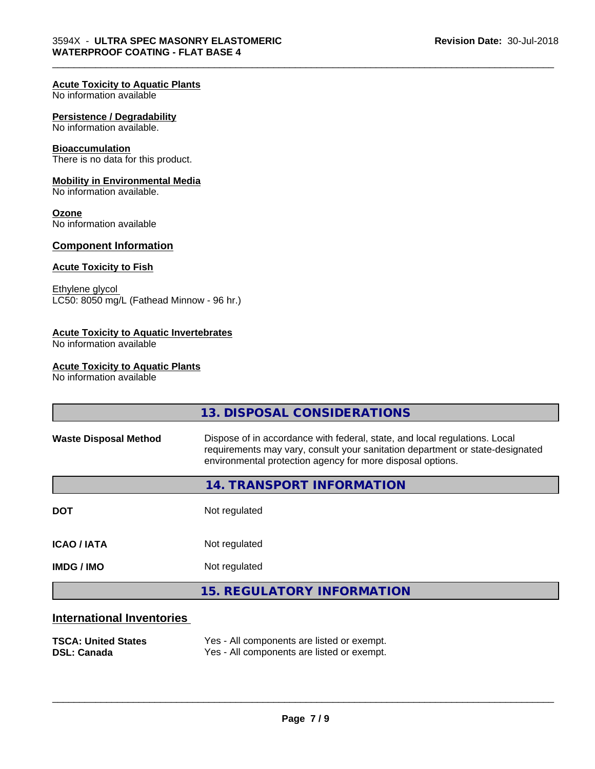**Acute Toxicity to Aquatic Plants**
No information available

**Persistence / Degradability**
No information available.

**Bioaccumulation**
There is no data for this product.

**Mobility in Environmental Media**
No information available.

**Ozone**
No information available

## Component Information

**Acute Toxicity to Fish**

Ethylene glycol
LC50: 8050 mg/L (Fathead Minnow - 96 hr.)

**Acute Toxicity to Aquatic Invertebrates**
No information available

**Acute Toxicity to Aquatic Plants**
No information available

## 13. DISPOSAL CONSIDERATIONS

| | |
|---|---|
| **Waste Disposal Method** | Dispose of in accordance with federal, state, and local regulations. Local requirements may vary, consult your sanitation department or state-designated environmental protection agency for more disposal options. |

## 14. TRANSPORT INFORMATION

| | |
|---|---|
| **DOT** | Not regulated |
| **ICAO / IATA** | Not regulated |
| **IMDG / IMO** | Not regulated |

## 15. REGULATORY INFORMATION

### International Inventories

| | |
|---|---|
| **TSCA: United States** | Yes - All components are listed or exempt. |
| **DSL: Canada** | Yes - All components are listed or exempt. |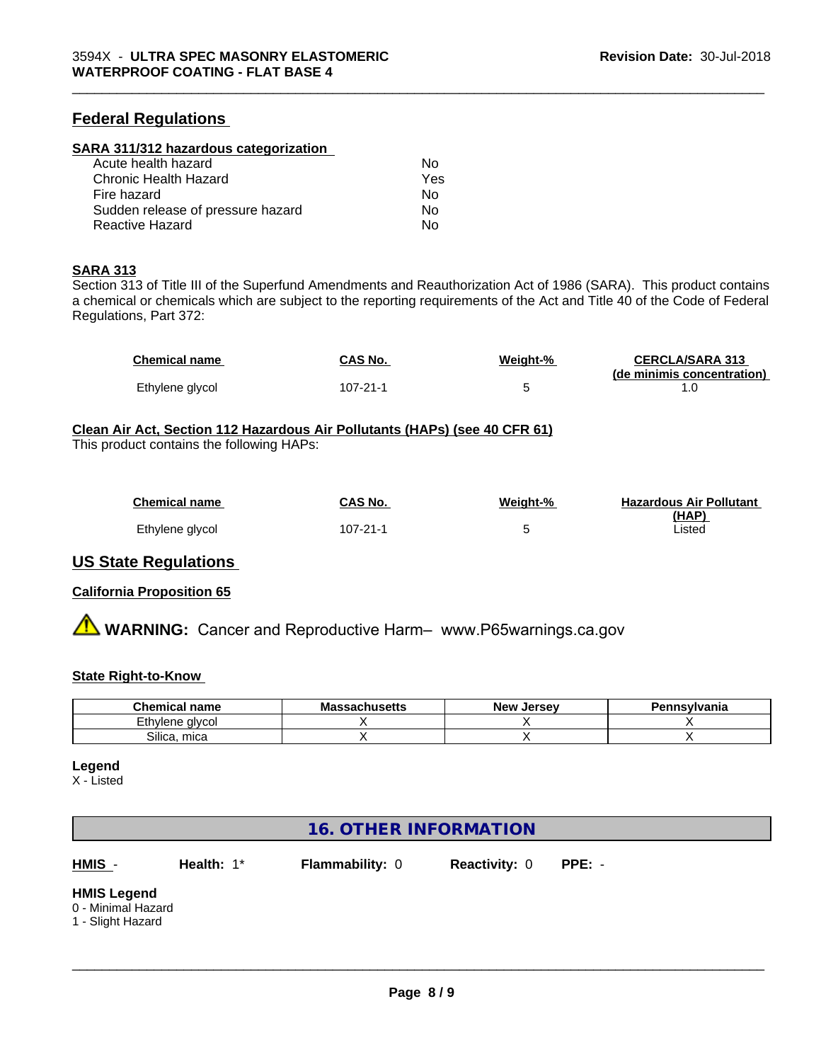## Federal Regulations

### SARA 311/312 hazardous categorization

| | |
|---|---|
| Acute health hazard | No |
| Chronic Health Hazard | Yes |
| Fire hazard | No |
| Sudden release of pressure hazard | No |
| Reactive Hazard | No |

### SARA 313

Section 313 of Title III of the Superfund Amendments and Reauthorization Act of 1986 (SARA). This product contains a chemical or chemicals which are subject to the reporting requirements of the Act and Title 40 of the Code of Federal Regulations, Part 372:

| Chemical name | CAS No. | Weight-% | CERCLA/SARA 313 (de minimis concentration) |
|---|---|---|---|
| Ethylene glycol | 107-21-1 | 5 | 1.0 |

### Clean Air Act, Section 112 Hazardous Air Pollutants (HAPs) (see 40 CFR 61)

This product contains the following HAPs:

| Chemical name | CAS No. | Weight-% | Hazardous Air Pollutant (HAP) |
|---|---|---|---|
| Ethylene glycol | 107-21-1 | 5 | Listed |

## US State Regulations

### California Proposition 65

⚠ **WARNING:** Cancer and Reproductive Harm– www.P65warnings.ca.gov

### State Right-to-Know

| Chemical name | Massachusetts | New Jersey | Pennsylvania |
|---|---|---|---|
| Ethylene glycol | X | X | X |
| Silica, mica | X | X | X |

**Legend**

X - Listed

## 16. OTHER INFORMATION

**HMIS** - **Health:** 1* **Flammability:** 0 **Reactivity:** 0 **PPE:** -

**HMIS Legend**

0 - Minimal Hazard

1 - Slight Hazard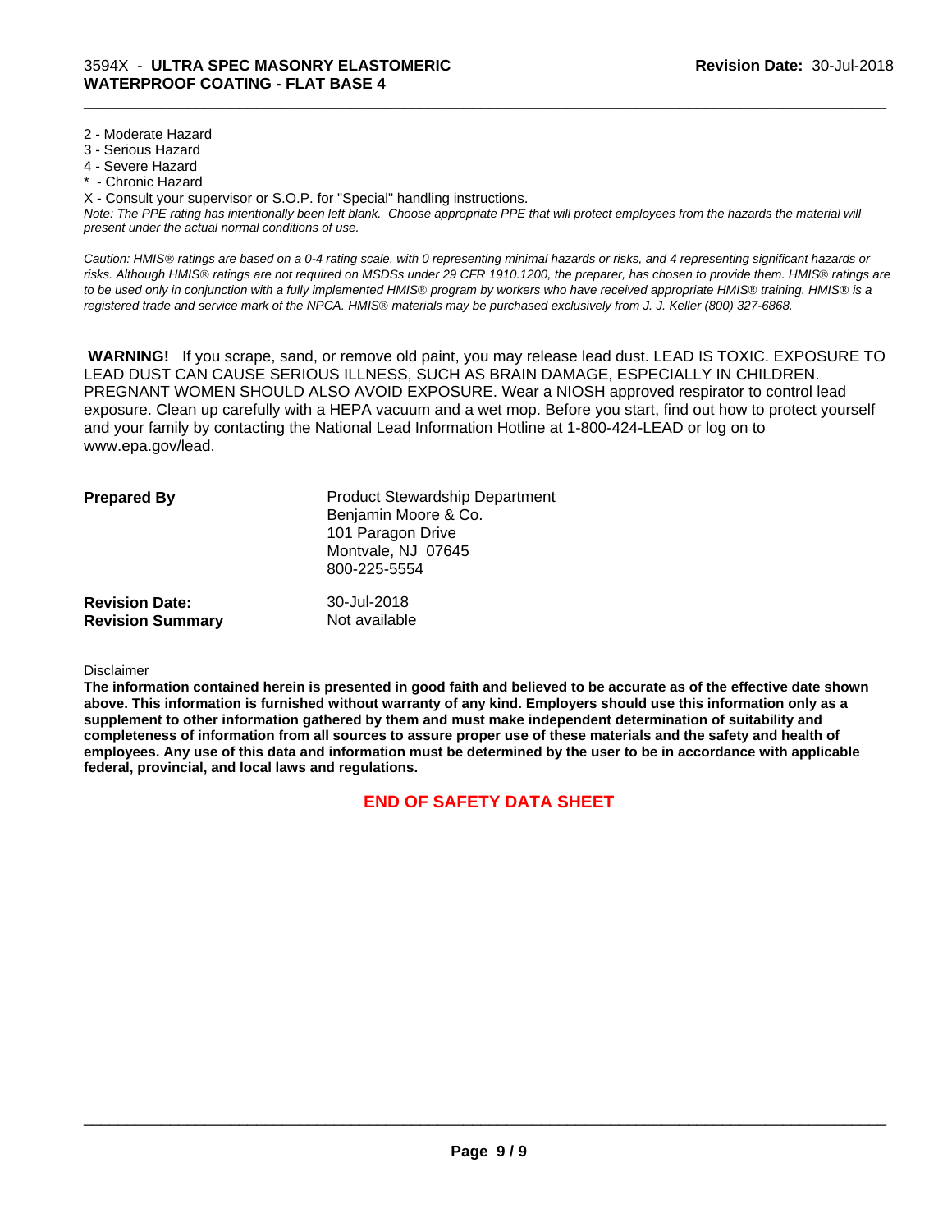2 - Moderate Hazard
3 - Serious Hazard
4 - Severe Hazard
* - Chronic Hazard
X - Consult your supervisor or S.O.P. for "Special" handling instructions.

*Note: The PPE rating has intentionally been left blank. Choose appropriate PPE that will protect employees from the hazards the material will present under the actual normal conditions of use.*

*Caution: HMIS® ratings are based on a 0-4 rating scale, with 0 representing minimal hazards or risks, and 4 representing significant hazards or risks. Although HMIS® ratings are not required on MSDSs under 29 CFR 1910.1200, the preparer, has chosen to provide them. HMIS® ratings are to be used only in conjunction with a fully implemented HMIS® program by workers who have received appropriate HMIS® training. HMIS® is a registered trade and service mark of the NPCA. HMIS® materials may be purchased exclusively from J. J. Keller (800) 327-6868.*

**WARNING!** If you scrape, sand, or remove old paint, you may release lead dust. LEAD IS TOXIC. EXPOSURE TO LEAD DUST CAN CAUSE SERIOUS ILLNESS, SUCH AS BRAIN DAMAGE, ESPECIALLY IN CHILDREN. PREGNANT WOMEN SHOULD ALSO AVOID EXPOSURE. Wear a NIOSH approved respirator to control lead exposure. Clean up carefully with a HEPA vacuum and a wet mop. Before you start, find out how to protect yourself and your family by contacting the National Lead Information Hotline at 1-800-424-LEAD or log on to www.epa.gov/lead.

| | |
|---|---|
| **Prepared By** | Product Stewardship Department<br>Benjamin Moore & Co.<br>101 Paragon Drive<br>Montvale, NJ 07645<br>800-225-5554 |
| **Revision Date:** | 30-Jul-2018 |
| **Revision Summary** | Not available |

Disclaimer

**The information contained herein is presented in good faith and believed to be accurate as of the effective date shown above. This information is furnished without warranty of any kind. Employers should use this information only as a supplement to other information gathered by them and must make independent determination of suitability and completeness of information from all sources to assure proper use of these materials and the safety and health of employees. Any use of this data and information must be determined by the user to be in accordance with applicable federal, provincial, and local laws and regulations.**

**END OF SAFETY DATA SHEET**